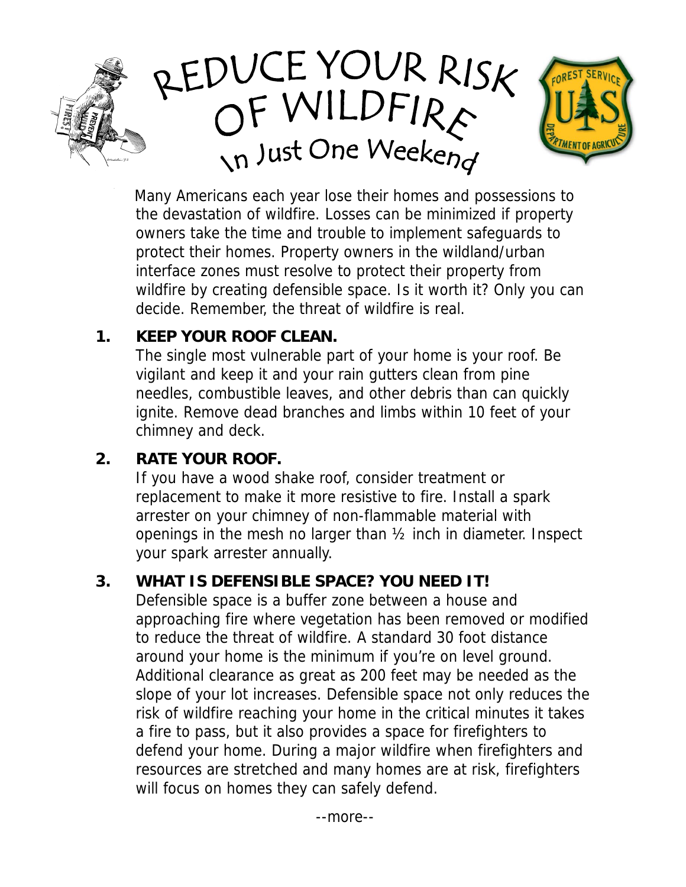# REDUCE YOUR RISK OF WILDFIRE

## In Just One Weekend

Many Americans each year lose their homes and possessions to the devastation of wildfire. Losses can be minimized if property owners take the time and trouble to implement safeguards to protect their homes. Property owners in the wildland/urban interface zones must resolve to protect their property from wildfire by creating defensible space. Is it worth it? Only you can decide. Remember, the threat of wildfire is real.

1. **KEEP YOUR ROOF CLEAN.**
   The single most vulnerable part of your home is your roof. Be vigilant and keep it and your rain gutters clean from pine needles, combustible leaves, and other debris than can quickly ignite. Remove dead branches and limbs within 10 feet of your chimney and deck.

2. **RATE YOUR ROOF.**
   If you have a wood shake roof, consider treatment or replacement to make it more resistive to fire. Install a spark arrester on your chimney of non-flammable material with openings in the mesh no larger than ½ inch in diameter. Inspect your spark arrester annually.

3. **WHAT IS DEFENSIBLE SPACE? YOU NEED IT!**
   Defensible space is a buffer zone between a house and approaching fire where vegetation has been removed or modified to reduce the threat of wildfire. A standard 30 foot distance around your home is the minimum if you're on level ground. Additional clearance as great as 200 feet may be needed as the slope of your lot increases. Defensible space not only reduces the risk of wildfire reaching your home in the critical minutes it takes a fire to pass, but it also provides a space for firefighters to defend your home. During a major wildfire when firefighters and resources are stretched and many homes are at risk, firefighters will focus on homes they can safely defend.

--more--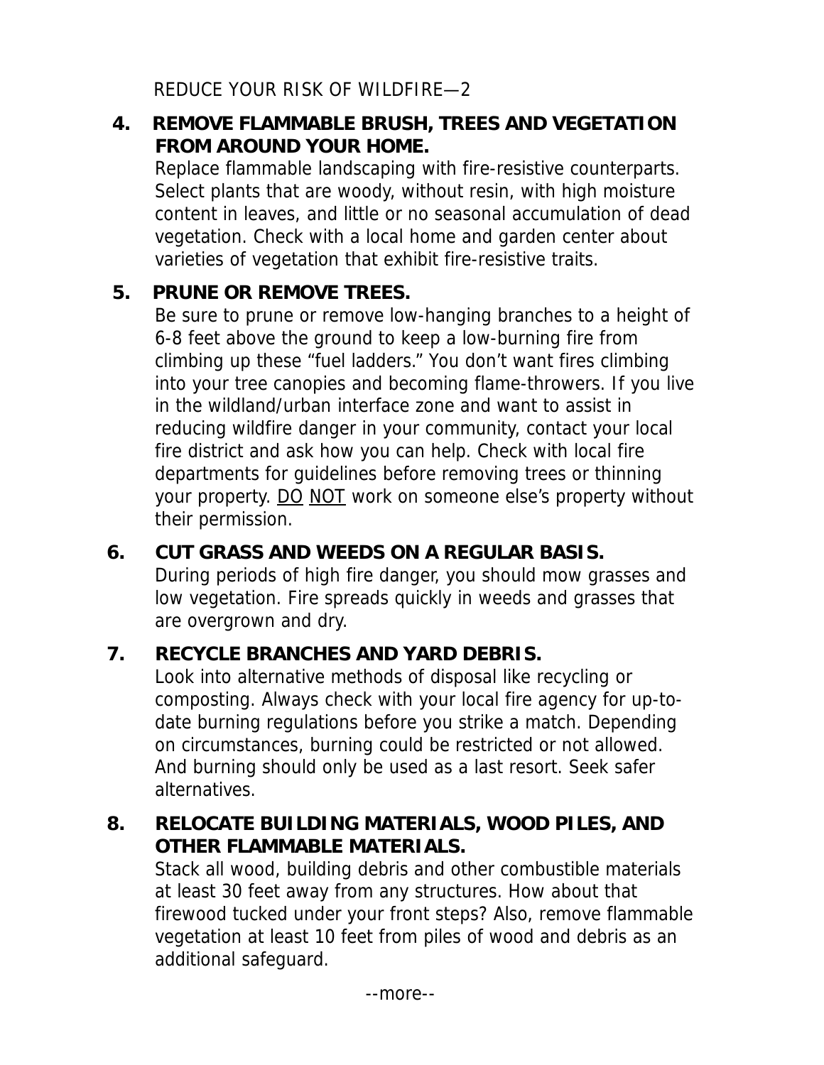REDUCE YOUR RISK OF WILDFIRE—2

4. **REMOVE FLAMMABLE BRUSH, TREES AND VEGETATION FROM AROUND YOUR HOME.**
   Replace flammable landscaping with fire-resistive counterparts. Select plants that are woody, without resin, with high moisture content in leaves, and little or no seasonal accumulation of dead vegetation. Check with a local home and garden center about varieties of vegetation that exhibit fire-resistive traits.

5. **PRUNE OR REMOVE TREES.**
   Be sure to prune or remove low-hanging branches to a height of 6-8 feet above the ground to keep a low-burning fire from climbing up these “fuel ladders.” You don’t want fires climbing into your tree canopies and becoming flame-throwers. If you live in the wildland/urban interface zone and want to assist in reducing wildfire danger in your community, contact your local fire district and ask how you can help. Check with local fire departments for guidelines before removing trees or thinning your property. <u>DO</u> <u>NOT</u> work on someone else’s property without their permission.

6. **CUT GRASS AND WEEDS ON A REGULAR BASIS.**
   During periods of high fire danger, you should mow grasses and low vegetation. Fire spreads quickly in weeds and grasses that are overgrown and dry.

7. **RECYCLE BRANCHES AND YARD DEBRIS.**
   Look into alternative methods of disposal like recycling or composting. Always check with your local fire agency for up-to-date burning regulations before you strike a match. Depending on circumstances, burning could be restricted or not allowed. And burning should only be used as a last resort. Seek safer alternatives.

8. **RELOCATE BUILDING MATERIALS, WOOD PILES, AND OTHER FLAMMABLE MATERIALS.**
   Stack all wood, building debris and other combustible materials at least 30 feet away from any structures. How about that firewood tucked under your front steps? Also, remove flammable vegetation at least 10 feet from piles of wood and debris as an additional safeguard.

--more--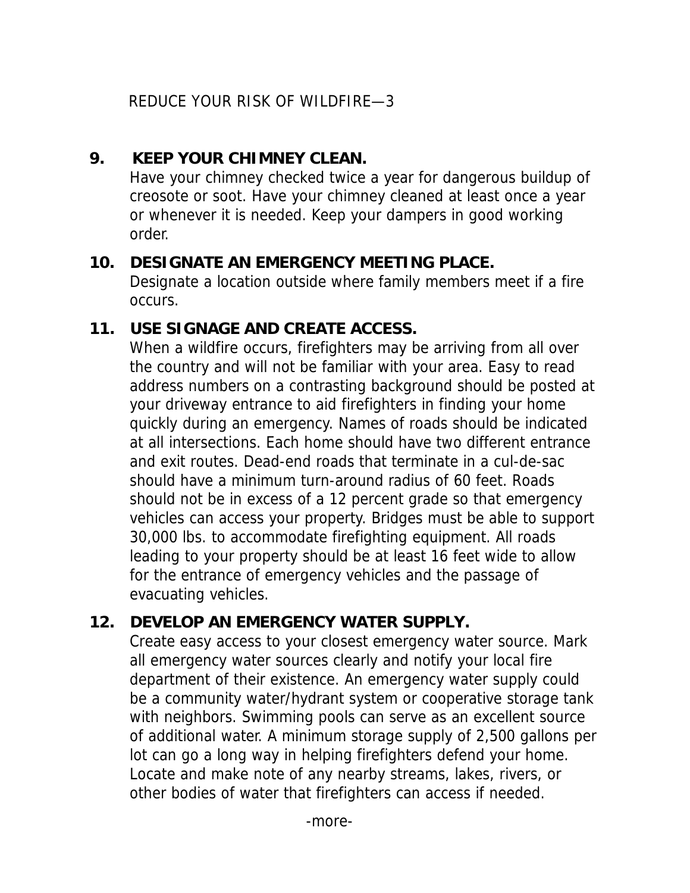**9. KEEP YOUR CHIMNEY CLEAN.**

Have your chimney checked twice a year for dangerous buildup of creosote or soot. Have your chimney cleaned at least once a year or whenever it is needed. Keep your dampers in good working order.

**10. DESIGNATE AN EMERGENCY MEETING PLACE.**

Designate a location outside where family members meet if a fire occurs.

**11. USE SIGNAGE AND CREATE ACCESS.**

When a wildfire occurs, firefighters may be arriving from all over the country and will not be familiar with your area. Easy to read address numbers on a contrasting background should be posted at your driveway entrance to aid firefighters in finding your home quickly during an emergency. Names of roads should be indicated at all intersections. Each home should have two different entrance and exit routes. Dead-end roads that terminate in a cul-de-sac should have a minimum turn-around radius of 60 feet. Roads should not be in excess of a 12 percent grade so that emergency vehicles can access your property. Bridges must be able to support 30,000 lbs. to accommodate firefighting equipment. All roads leading to your property should be at least 16 feet wide to allow for the entrance of emergency vehicles and the passage of evacuating vehicles.

**12. DEVELOP AN EMERGENCY WATER SUPPLY.**

Create easy access to your closest emergency water source. Mark all emergency water sources clearly and notify your local fire department of their existence. An emergency water supply could be a community water/hydrant system or cooperative storage tank with neighbors. Swimming pools can serve as an excellent source of additional water. A minimum storage supply of 2,500 gallons per lot can go a long way in helping firefighters defend your home. Locate and make note of any nearby streams, lakes, rivers, or other bodies of water that firefighters can access if needed.

-more-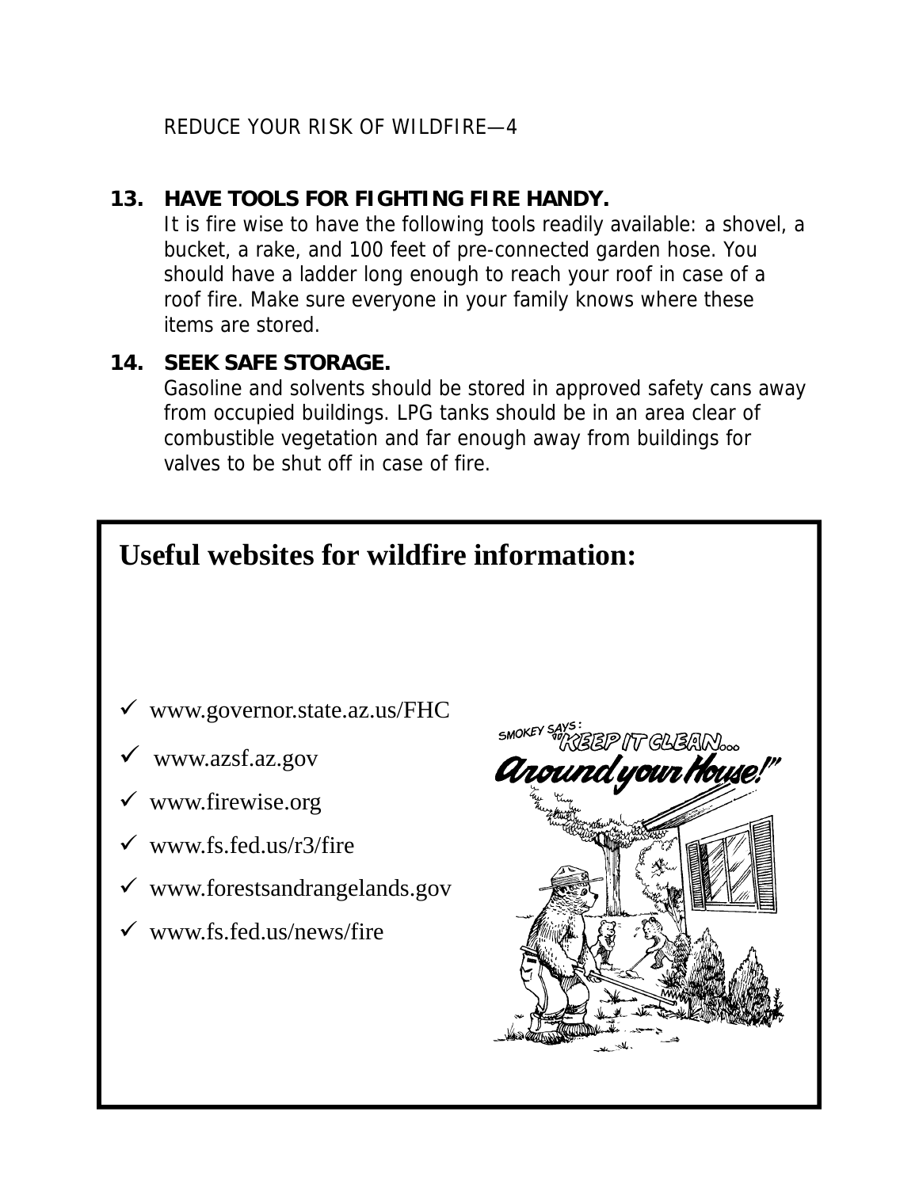13. **HAVE TOOLS FOR FIGHTING FIRE HANDY.**
    It is fire wise to have the following tools readily available: a shovel, a bucket, a rake, and 100 feet of pre-connected garden hose. You should have a ladder long enough to reach your roof in case of a roof fire. Make sure everyone in your family knows where these items are stored.

14. **SEEK SAFE STORAGE.**
    Gasoline and solvents should be stored in approved safety cans away from occupied buildings. LPG tanks should be in an area clear of combustible vegetation and far enough away from buildings for valves to be shut off in case of fire.

## Useful websites for wildfire information:

- ✓ www.governor.state.az.us/FHC
- ✓ www.azsf.az.gov
- ✓ www.firewise.org
- ✓ www.fs.fed.us/r3/fire
- ✓ www.forestsandrangelands.gov
- ✓ www.fs.fed.us/news/fire

SMOKEY SAYS: "KEEP IT CLEAN... Around your House!"